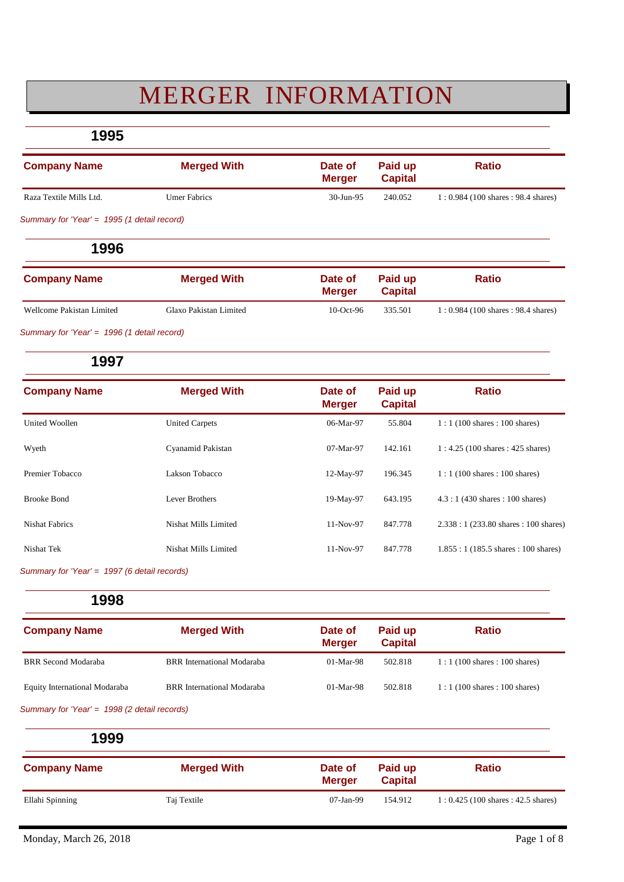# MERGER INFORMATION

## 1995

| Company Name | Merged With | Date of Merger | Paid up Capital | Ratio |
|---|---|---|---|---|
| Raza Textile Mills Ltd. | Umer Fabrics | 30-Jun-95 | 240.052 | 1 : 0.984 (100 shares : 98.4 shares) |

*Summary for 'Year' = 1995 (1 detail record)*

## 1996

| Company Name | Merged With | Date of Merger | Paid up Capital | Ratio |
|---|---|---|---|---|
| Wellcome Pakistan Limited | Glaxo Pakistan Limited | 10-Oct-96 | 335.501 | 1 : 0.984 (100 shares : 98.4 shares) |

*Summary for 'Year' = 1996 (1 detail record)*

## 1997

| Company Name | Merged With | Date of Merger | Paid up Capital | Ratio |
|---|---|---|---|---|
| United Woollen | United Carpets | 06-Mar-97 | 55.804 | 1 : 1 (100 shares : 100 shares) |
| Wyeth | Cyanamid Pakistan | 07-Mar-97 | 142.161 | 1 : 4.25 (100 shares : 425 shares) |
| Premier Tobacco | Lakson Tobacco | 12-May-97 | 196.345 | 1 : 1 (100 shares : 100 shares) |
| Brooke Bond | Lever Brothers | 19-May-97 | 643.195 | 4.3 : 1 (430 shares : 100 shares) |
| Nishat Fabrics | Nishat Mills Limited | 11-Nov-97 | 847.778 | 2.338 : 1 (233.80 shares : 100 shares) |
| Nishat Tek | Nishat Mills Limited | 11-Nov-97 | 847.778 | 1.855 : 1 (185.5 shares : 100 shares) |

*Summary for 'Year' = 1997 (6 detail records)*

## 1998

| Company Name | Merged With | Date of Merger | Paid up Capital | Ratio |
|---|---|---|---|---|
| BRR Second Modaraba | BRR International Modaraba | 01-Mar-98 | 502.818 | 1 : 1 (100 shares : 100 shares) |
| Equity International Modaraba | BRR International Modaraba | 01-Mar-98 | 502.818 | 1 : 1 (100 shares : 100 shares) |

*Summary for 'Year' = 1998 (2 detail records)*

## 1999

| Company Name | Merged With | Date of Merger | Paid up Capital | Ratio |
|---|---|---|---|---|
| Ellahi Spinning | Taj Textile | 07-Jan-99 | 154.912 | 1 : 0.425 (100 shares : 42.5 shares) |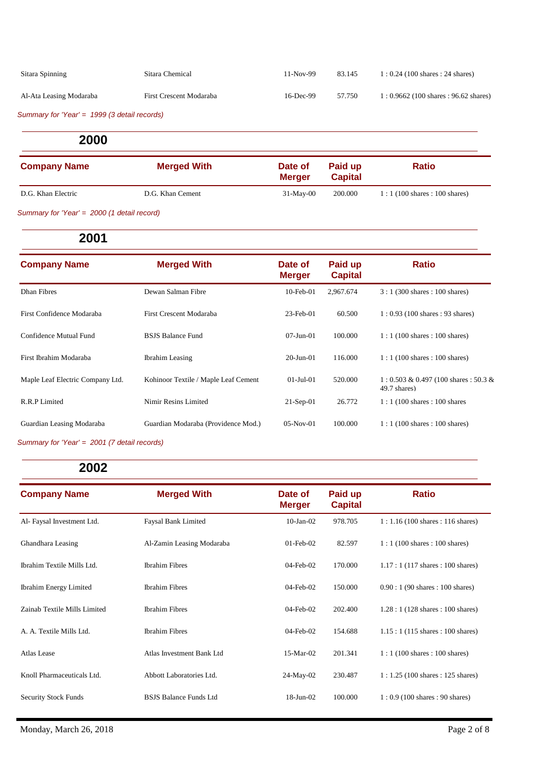| Company Name | Merged With | Date of Merger | Paid up Capital | Ratio |
|---|---|---|---|---|
| Sitara Spinning | Sitara Chemical | 11-Nov-99 | 83.145 | 1 : 0.24 (100 shares : 24 shares) |
| Al-Ata Leasing Modaraba | First Crescent Modaraba | 16-Dec-99 | 57.750 | 1 : 0.9662 (100 shares : 96.62 shares) |

*Summary for 'Year' = 1999 (3 detail records)*

## 2000

| Company Name | Merged With | Date of Merger | Paid up Capital | Ratio |
|---|---|---|---|---|
| D.G. Khan Electric | D.G. Khan Cement | 31-May-00 | 200.000 | 1 : 1 (100 shares : 100 shares) |

*Summary for 'Year' = 2000 (1 detail record)*

## 2001

| Company Name | Merged With | Date of Merger | Paid up Capital | Ratio |
|---|---|---|---|---|
| Dhan Fibres | Dewan Salman Fibre | 10-Feb-01 | 2,967.674 | 3 : 1 (300 shares : 100 shares) |
| First Confidence Modaraba | First Crescent Modaraba | 23-Feb-01 | 60.500 | 1 : 0.93 (100 shares : 93 shares) |
| Confidence Mutual Fund | BSJS Balance Fund | 07-Jun-01 | 100.000 | 1 : 1 (100 shares : 100 shares) |
| First Ibrahim Modaraba | Ibrahim Leasing | 20-Jun-01 | 116.000 | 1 : 1 (100 shares : 100 shares) |
| Maple Leaf Electric Company Ltd. | Kohinoor Textile / Maple Leaf Cement | 01-Jul-01 | 520.000 | 1 : 0.503 & 0.497 (100 shares : 50.3 & 49.7 shares) |
| R.R.P Limited | Nimir Resins Limited | 21-Sep-01 | 26.772 | 1 : 1 (100 shares : 100 shares |
| Guardian Leasing Modaraba | Guardian Modaraba (Providence Mod.) | 05-Nov-01 | 100.000 | 1 : 1 (100 shares : 100 shares) |

*Summary for 'Year' = 2001 (7 detail records)*

## 2002

| Company Name | Merged With | Date of Merger | Paid up Capital | Ratio |
|---|---|---|---|---|
| Al- Faysal Investment Ltd. | Faysal Bank Limited | 10-Jan-02 | 978.705 | 1 : 1.16 (100 shares : 116 shares) |
| Ghandhara Leasing | Al-Zamin Leasing Modaraba | 01-Feb-02 | 82.597 | 1 : 1 (100 shares : 100 shares) |
| Ibrahim Textile Mills Ltd. | Ibrahim Fibres | 04-Feb-02 | 170.000 | 1.17 : 1 (117 shares : 100 shares) |
| Ibrahim Energy Limited | Ibrahim Fibres | 04-Feb-02 | 150.000 | 0.90 : 1 (90 shares : 100 shares) |
| Zainab Textile Mills Limited | Ibrahim Fibres | 04-Feb-02 | 202.400 | 1.28 : 1 (128 shares : 100 shares) |
| A. A. Textile Mills Ltd. | Ibrahim Fibres | 04-Feb-02 | 154.688 | 1.15 : 1 (115 shares : 100 shares) |
| Atlas Lease | Atlas Investment Bank Ltd | 15-Mar-02 | 201.341 | 1 : 1 (100 shares : 100 shares) |
| Knoll Pharmaceuticals Ltd. | Abbott Laboratories Ltd. | 24-May-02 | 230.487 | 1 : 1.25 (100 shares : 125 shares) |
| Security Stock Funds | BSJS Balance Funds Ltd | 18-Jun-02 | 100.000 | 1 : 0.9 (100 shares : 90 shares) |

Monday, March 26, 2018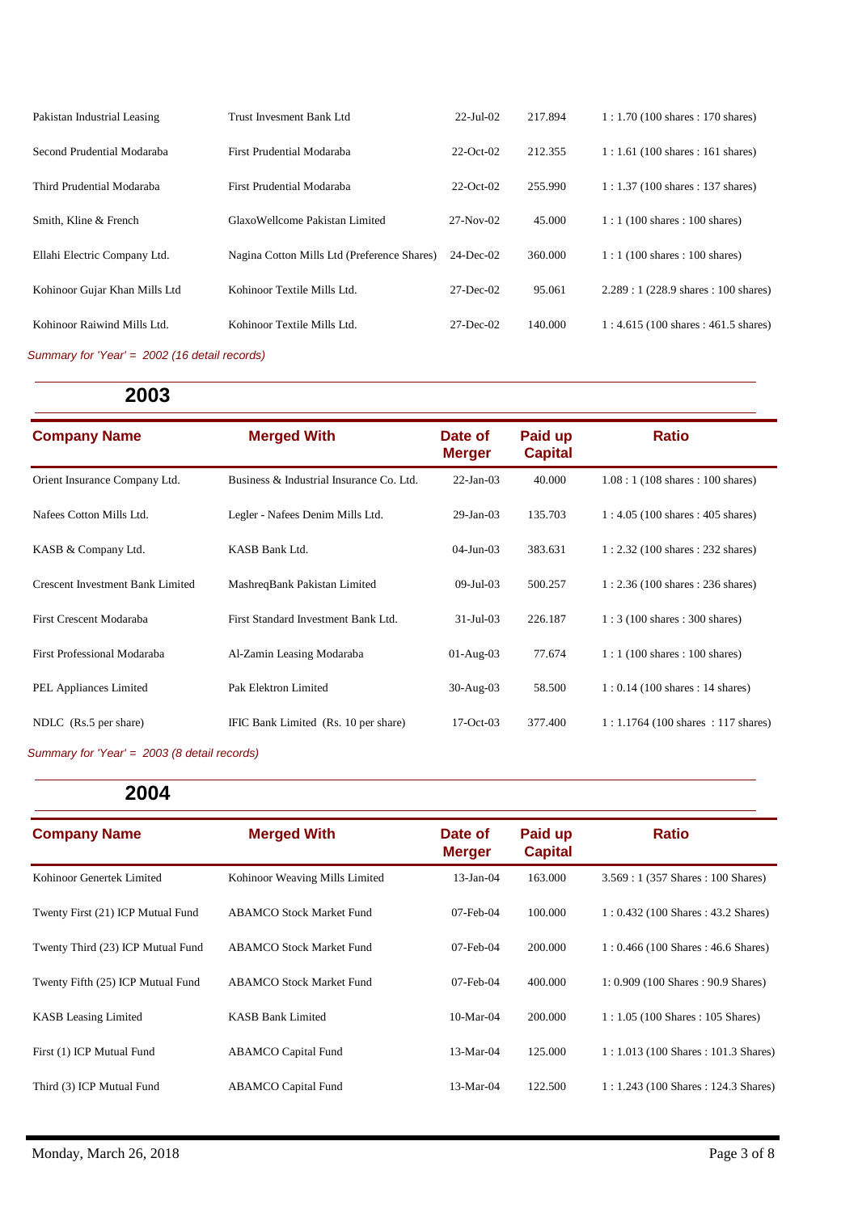| Company Name | Merged With | Date of Merger | Paid up Capital | Ratio |
|---|---|---|---|---|
| Pakistan Industrial Leasing | Trust Invesment Bank Ltd | 22-Jul-02 | 217.894 | 1 : 1.70 (100 shares : 170 shares) |
| Second Prudential Modaraba | First Prudential Modaraba | 22-Oct-02 | 212.355 | 1 : 1.61 (100 shares : 161 shares) |
| Third Prudential Modaraba | First Prudential Modaraba | 22-Oct-02 | 255.990 | 1 : 1.37 (100 shares : 137 shares) |
| Smith, Kline & French | GlaxoWellcome Pakistan Limited | 27-Nov-02 | 45.000 | 1 : 1 (100 shares : 100 shares) |
| Ellahi Electric Company Ltd. | Nagina Cotton Mills Ltd (Preference Shares) | 24-Dec-02 | 360.000 | 1 : 1 (100 shares : 100 shares) |
| Kohinoor Gujar Khan Mills Ltd | Kohinoor Textile Mills Ltd. | 27-Dec-02 | 95.061 | 2.289 : 1 (228.9 shares : 100 shares) |
| Kohinoor Raiwind Mills Ltd. | Kohinoor Textile Mills Ltd. | 27-Dec-02 | 140.000 | 1 : 4.615 (100 shares : 461.5 shares) |

*Summary for 'Year' = 2002 (16 detail records)*

## 2003

| Company Name | Merged With | Date of Merger | Paid up Capital | Ratio |
|---|---|---|---|---|
| Orient Insurance Company Ltd. | Business & Industrial Insurance Co. Ltd. | 22-Jan-03 | 40.000 | 1.08 : 1 (108 shares : 100 shares) |
| Nafees Cotton Mills Ltd. | Legler - Nafees Denim Mills Ltd. | 29-Jan-03 | 135.703 | 1 : 4.05 (100 shares : 405 shares) |
| KASB & Company Ltd. | KASB Bank Ltd. | 04-Jun-03 | 383.631 | 1 : 2.32 (100 shares : 232 shares) |
| Crescent Investment Bank Limited | MashreqBank Pakistan Limited | 09-Jul-03 | 500.257 | 1 : 2.36 (100 shares : 236 shares) |
| First Crescent Modaraba | First Standard Investment Bank Ltd. | 31-Jul-03 | 226.187 | 1 : 3 (100 shares : 300 shares) |
| First Professional Modaraba | Al-Zamin Leasing Modaraba | 01-Aug-03 | 77.674 | 1 : 1 (100 shares : 100 shares) |
| PEL Appliances Limited | Pak Elektron Limited | 30-Aug-03 | 58.500 | 1 : 0.14 (100 shares : 14 shares) |
| NDLC (Rs.5 per share) | IFIC Bank Limited (Rs. 10 per share) | 17-Oct-03 | 377.400 | 1 : 1.1764 (100 shares : 117 shares) |

*Summary for 'Year' = 2003 (8 detail records)*

## 2004

| Company Name | Merged With | Date of Merger | Paid up Capital | Ratio |
|---|---|---|---|---|
| Kohinoor Genertek Limited | Kohinoor Weaving Mills Limited | 13-Jan-04 | 163.000 | 3.569 : 1 (357 Shares : 100 Shares) |
| Twenty First (21) ICP Mutual Fund | ABAMCO Stock Market Fund | 07-Feb-04 | 100.000 | 1 : 0.432 (100 Shares : 43.2 Shares) |
| Twenty Third (23) ICP Mutual Fund | ABAMCO Stock Market Fund | 07-Feb-04 | 200.000 | 1 : 0.466 (100 Shares : 46.6 Shares) |
| Twenty Fifth (25) ICP Mutual Fund | ABAMCO Stock Market Fund | 07-Feb-04 | 400.000 | 1: 0.909 (100 Shares : 90.9 Shares) |
| KASB Leasing Limited | KASB Bank Limited | 10-Mar-04 | 200.000 | 1 : 1.05 (100 Shares : 105 Shares) |
| First (1) ICP Mutual Fund | ABAMCO Capital Fund | 13-Mar-04 | 125.000 | 1 : 1.013 (100 Shares : 101.3 Shares) |
| Third (3) ICP Mutual Fund | ABAMCO Capital Fund | 13-Mar-04 | 122.500 | 1 : 1.243 (100 Shares : 124.3 Shares) |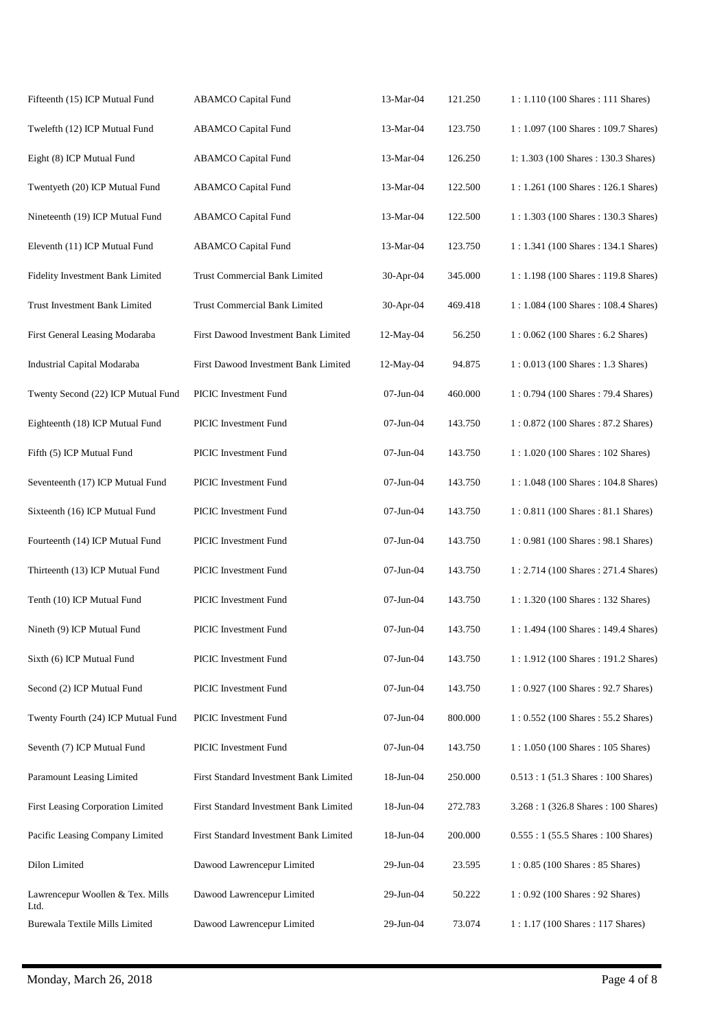| | | | | |
|---|---|---|---|---|
| Fifteenth (15) ICP Mutual Fund | ABAMCO Capital Fund | 13-Mar-04 | 121.250 | 1 : 1.110 (100 Shares : 111 Shares) |
| Twelefth (12) ICP Mutual Fund | ABAMCO Capital Fund | 13-Mar-04 | 123.750 | 1 : 1.097 (100 Shares : 109.7 Shares) |
| Eight (8) ICP Mutual Fund | ABAMCO Capital Fund | 13-Mar-04 | 126.250 | 1: 1.303 (100 Shares : 130.3 Shares) |
| Twentyeth (20) ICP Mutual Fund | ABAMCO Capital Fund | 13-Mar-04 | 122.500 | 1 : 1.261 (100 Shares : 126.1 Shares) |
| Nineteenth (19) ICP Mutual Fund | ABAMCO Capital Fund | 13-Mar-04 | 122.500 | 1 : 1.303 (100 Shares : 130.3 Shares) |
| Eleventh (11) ICP Mutual Fund | ABAMCO Capital Fund | 13-Mar-04 | 123.750 | 1 : 1.341 (100 Shares : 134.1 Shares) |
| Fidelity Investment Bank Limited | Trust Commercial Bank Limited | 30-Apr-04 | 345.000 | 1 : 1.198 (100 Shares : 119.8 Shares) |
| Trust Investment Bank Limited | Trust Commercial Bank Limited | 30-Apr-04 | 469.418 | 1 : 1.084 (100 Shares : 108.4 Shares) |
| First General Leasing Modaraba | First Dawood Investment Bank Limited | 12-May-04 | 56.250 | 1 : 0.062 (100 Shares : 6.2 Shares) |
| Industrial Capital Modaraba | First Dawood Investment Bank Limited | 12-May-04 | 94.875 | 1 : 0.013 (100 Shares : 1.3 Shares) |
| Twenty Second (22) ICP Mutual Fund | PICIC Investment Fund | 07-Jun-04 | 460.000 | 1 : 0.794 (100 Shares : 79.4 Shares) |
| Eighteenth (18) ICP Mutual Fund | PICIC Investment Fund | 07-Jun-04 | 143.750 | 1 : 0.872 (100 Shares : 87.2 Shares) |
| Fifth (5) ICP Mutual Fund | PICIC Investment Fund | 07-Jun-04 | 143.750 | 1 : 1.020 (100 Shares : 102 Shares) |
| Seventeenth (17) ICP Mutual Fund | PICIC Investment Fund | 07-Jun-04 | 143.750 | 1 : 1.048 (100 Shares : 104.8 Shares) |
| Sixteenth (16) ICP Mutual Fund | PICIC Investment Fund | 07-Jun-04 | 143.750 | 1 : 0.811 (100 Shares : 81.1 Shares) |
| Fourteenth (14) ICP Mutual Fund | PICIC Investment Fund | 07-Jun-04 | 143.750 | 1 : 0.981 (100 Shares : 98.1 Shares) |
| Thirteenth (13) ICP Mutual Fund | PICIC Investment Fund | 07-Jun-04 | 143.750 | 1 : 2.714 (100 Shares : 271.4 Shares) |
| Tenth (10) ICP Mutual Fund | PICIC Investment Fund | 07-Jun-04 | 143.750 | 1 : 1.320 (100 Shares : 132 Shares) |
| Nineth (9) ICP Mutual Fund | PICIC Investment Fund | 07-Jun-04 | 143.750 | 1 : 1.494 (100 Shares : 149.4 Shares) |
| Sixth (6) ICP Mutual Fund | PICIC Investment Fund | 07-Jun-04 | 143.750 | 1 : 1.912 (100 Shares : 191.2 Shares) |
| Second (2) ICP Mutual Fund | PICIC Investment Fund | 07-Jun-04 | 143.750 | 1 : 0.927 (100 Shares : 92.7 Shares) |
| Twenty Fourth (24) ICP Mutual Fund | PICIC Investment Fund | 07-Jun-04 | 800.000 | 1 : 0.552 (100 Shares : 55.2 Shares) |
| Seventh (7) ICP Mutual Fund | PICIC Investment Fund | 07-Jun-04 | 143.750 | 1 : 1.050 (100 Shares : 105 Shares) |
| Paramount Leasing Limited | First Standard Investment Bank Limited | 18-Jun-04 | 250.000 | 0.513 : 1 (51.3 Shares : 100 Shares) |
| First Leasing Corporation Limited | First Standard Investment Bank Limited | 18-Jun-04 | 272.783 | 3.268 : 1 (326.8 Shares : 100 Shares) |
| Pacific Leasing Company Limited | First Standard Investment Bank Limited | 18-Jun-04 | 200.000 | 0.555 : 1 (55.5 Shares : 100 Shares) |
| Dilon Limited | Dawood Lawrencepur Limited | 29-Jun-04 | 23.595 | 1 : 0.85 (100 Shares : 85 Shares) |
| Lawrencepur Woollen & Tex. Mills Ltd. | Dawood Lawrencepur Limited | 29-Jun-04 | 50.222 | 1 : 0.92 (100 Shares : 92 Shares) |
| Burewala Textile Mills Limited | Dawood Lawrencepur Limited | 29-Jun-04 | 73.074 | 1 : 1.17 (100 Shares : 117 Shares) |

Monday, March 26, 2018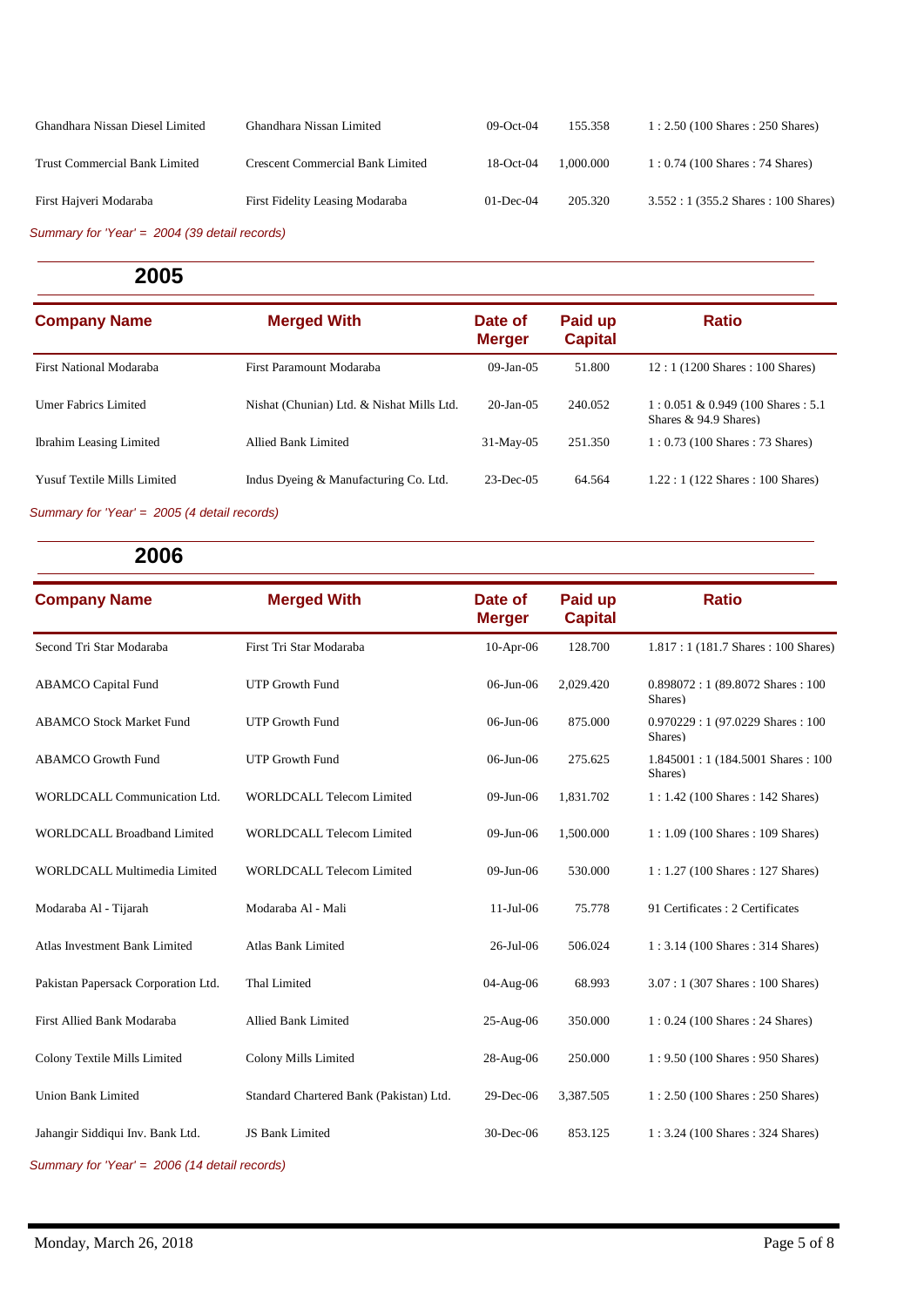| Company Name | Merged With | Date of Merger | Paid up Capital | Ratio |
|---|---|---|---|---|
| Ghandhara Nissan Diesel Limited | Ghandhara Nissan Limited | 09-Oct-04 | 155.358 | 1 : 2.50 (100 Shares : 250 Shares) |
| Trust Commercial Bank Limited | Crescent Commercial Bank Limited | 18-Oct-04 | 1,000.000 | 1 : 0.74 (100 Shares : 74 Shares) |
| First Hajveri Modaraba | First Fidelity Leasing Modaraba | 01-Dec-04 | 205.320 | 3.552 : 1 (355.2 Shares : 100 Shares) |

*Summary for 'Year' = 2004 (39 detail records)*

## 2005

| Company Name | Merged With | Date of Merger | Paid up Capital | Ratio |
|---|---|---|---|---|
| First National Modaraba | First Paramount Modaraba | 09-Jan-05 | 51.800 | 12 : 1 (1200 Shares : 100 Shares) |
| Umer Fabrics Limited | Nishat (Chunian) Ltd. & Nishat Mills Ltd. | 20-Jan-05 | 240.052 | 1 : 0.051 & 0.949 (100 Shares : 5.1 Shares & 94.9 Shares) |
| Ibrahim Leasing Limited | Allied Bank Limited | 31-May-05 | 251.350 | 1 : 0.73 (100 Shares : 73 Shares) |
| Yusuf Textile Mills Limited | Indus Dyeing & Manufacturing Co. Ltd. | 23-Dec-05 | 64.564 | 1.22 : 1 (122 Shares : 100 Shares) |

*Summary for 'Year' = 2005 (4 detail records)*

## 2006

| Company Name | Merged With | Date of Merger | Paid up Capital | Ratio |
|---|---|---|---|---|
| Second Tri Star Modaraba | First Tri Star Modaraba | 10-Apr-06 | 128.700 | 1.817 : 1 (181.7 Shares : 100 Shares) |
| ABAMCO Capital Fund | UTP Growth Fund | 06-Jun-06 | 2,029.420 | 0.898072 : 1 (89.8072 Shares : 100 Shares) |
| ABAMCO Stock Market Fund | UTP Growth Fund | 06-Jun-06 | 875.000 | 0.970229 : 1 (97.0229 Shares : 100 Shares) |
| ABAMCO Growth Fund | UTP Growth Fund | 06-Jun-06 | 275.625 | 1.845001 : 1 (184.5001 Shares : 100 Shares) |
| WORLDCALL Communication Ltd. | WORLDCALL Telecom Limited | 09-Jun-06 | 1,831.702 | 1 : 1.42 (100 Shares : 142 Shares) |
| WORLDCALL Broadband Limited | WORLDCALL Telecom Limited | 09-Jun-06 | 1,500.000 | 1 : 1.09 (100 Shares : 109 Shares) |
| WORLDCALL Multimedia Limited | WORLDCALL Telecom Limited | 09-Jun-06 | 530.000 | 1 : 1.27 (100 Shares : 127 Shares) |
| Modaraba Al - Tijarah | Modaraba Al - Mali | 11-Jul-06 | 75.778 | 91 Certificates : 2 Certificates |
| Atlas Investment Bank Limited | Atlas Bank Limited | 26-Jul-06 | 506.024 | 1 : 3.14 (100 Shares : 314 Shares) |
| Pakistan Papersack Corporation Ltd. | Thal Limited | 04-Aug-06 | 68.993 | 3.07 : 1 (307 Shares : 100 Shares) |
| First Allied Bank Modaraba | Allied Bank Limited | 25-Aug-06 | 350.000 | 1 : 0.24 (100 Shares : 24 Shares) |
| Colony Textile Mills Limited | Colony Mills Limited | 28-Aug-06 | 250.000 | 1 : 9.50 (100 Shares : 950 Shares) |
| Union Bank Limited | Standard Chartered Bank (Pakistan) Ltd. | 29-Dec-06 | 3,387.505 | 1 : 2.50 (100 Shares : 250 Shares) |
| Jahangir Siddiqui Inv. Bank Ltd. | JS Bank Limited | 30-Dec-06 | 853.125 | 1 : 3.24 (100 Shares : 324 Shares) |

*Summary for 'Year' = 2006 (14 detail records)*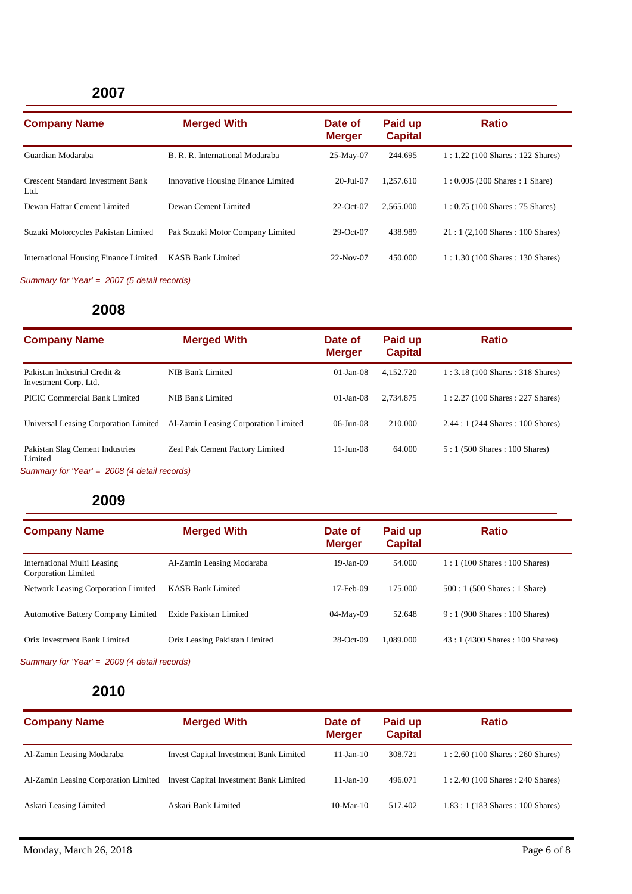## 2007

| Company Name | Merged With | Date of Merger | Paid up Capital | Ratio |
|---|---|---|---|---|
| Guardian Modaraba | B. R. R. International Modaraba | 25-May-07 | 244.695 | 1 : 1.22 (100 Shares : 122 Shares) |
| Crescent Standard Investment Bank Ltd. | Innovative Housing Finance Limited | 20-Jul-07 | 1,257.610 | 1 : 0.005 (200 Shares : 1 Share) |
| Dewan Hattar Cement Limited | Dewan Cement Limited | 22-Oct-07 | 2,565.000 | 1 : 0.75 (100 Shares : 75 Shares) |
| Suzuki Motorcycles Pakistan Limited | Pak Suzuki Motor Company Limited | 29-Oct-07 | 438.989 | 21 : 1 (2,100 Shares : 100 Shares) |
| International Housing Finance Limited | KASB Bank Limited | 22-Nov-07 | 450.000 | 1 : 1.30 (100 Shares : 130 Shares) |

*Summary for 'Year' = 2007 (5 detail records)*

## 2008

| Company Name | Merged With | Date of Merger | Paid up Capital | Ratio |
|---|---|---|---|---|
| Pakistan Industrial Credit & Investment Corp. Ltd. | NIB Bank Limited | 01-Jan-08 | 4,152.720 | 1 : 3.18 (100 Shares : 318 Shares) |
| PICIC Commercial Bank Limited | NIB Bank Limited | 01-Jan-08 | 2,734.875 | 1 : 2.27 (100 Shares : 227 Shares) |
| Universal Leasing Corporation Limited | Al-Zamin Leasing Corporation Limited | 06-Jun-08 | 210.000 | 2.44 : 1 (244 Shares : 100 Shares) |
| Pakistan Slag Cement Industries Limited | Zeal Pak Cement Factory Limited | 11-Jun-08 | 64.000 | 5 : 1 (500 Shares : 100 Shares) |

*Summary for 'Year' = 2008 (4 detail records)*

## 2009

| Company Name | Merged With | Date of Merger | Paid up Capital | Ratio |
|---|---|---|---|---|
| International Multi Leasing Corporation Limited | Al-Zamin Leasing Modaraba | 19-Jan-09 | 54.000 | 1 : 1 (100 Shares : 100 Shares) |
| Network Leasing Corporation Limited | KASB Bank Limited | 17-Feb-09 | 175.000 | 500 : 1 (500 Shares : 1 Share) |
| Automotive Battery Company Limited | Exide Pakistan Limited | 04-May-09 | 52.648 | 9 : 1 (900 Shares : 100 Shares) |
| Orix Investment Bank Limited | Orix Leasing Pakistan Limited | 28-Oct-09 | 1,089.000 | 43 : 1 (4300 Shares : 100 Shares) |

*Summary for 'Year' = 2009 (4 detail records)*

## 2010

| Company Name | Merged With | Date of Merger | Paid up Capital | Ratio |
|---|---|---|---|---|
| Al-Zamin Leasing Modaraba | Invest Capital Investment Bank Limited | 11-Jan-10 | 308.721 | 1 : 2.60 (100 Shares : 260 Shares) |
| Al-Zamin Leasing Corporation Limited | Invest Capital Investment Bank Limited | 11-Jan-10 | 496.071 | 1 : 2.40 (100 Shares : 240 Shares) |
| Askari Leasing Limited | Askari Bank Limited | 10-Mar-10 | 517.402 | 1.83 : 1 (183 Shares : 100 Shares) |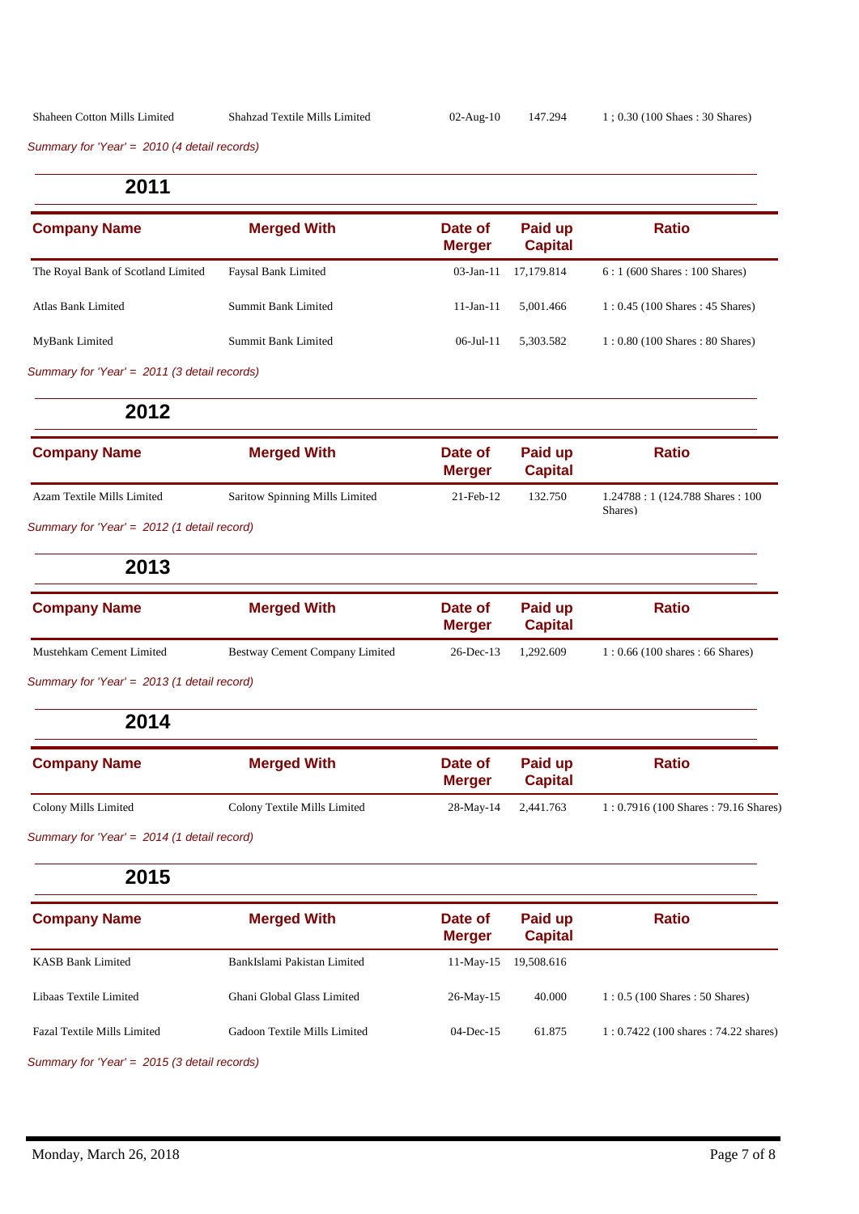| Shaheen Cotton Mills Limited | Shahzad Textile Mills Limited | 02-Aug-10 | 147.294 | 1 ; 0.30 (100 Shaes : 30 Shares) |
|---|---|---|---|---|

*Summary for 'Year' = 2010 (4 detail records)*

## 2011

| Company Name | Merged With | Date of Merger | Paid up Capital | Ratio |
|---|---|---|---|---|
| The Royal Bank of Scotland Limited | Faysal Bank Limited | 03-Jan-11 | 17,179.814 | 6 : 1 (600 Shares : 100 Shares) |
| Atlas Bank Limited | Summit Bank Limited | 11-Jan-11 | 5,001.466 | 1 : 0.45 (100 Shares : 45 Shares) |
| MyBank Limited | Summit Bank Limited | 06-Jul-11 | 5,303.582 | 1 : 0.80 (100 Shares : 80 Shares) |

*Summary for 'Year' = 2011 (3 detail records)*

## 2012

| Company Name | Merged With | Date of Merger | Paid up Capital | Ratio |
|---|---|---|---|---|
| Azam Textile Mills Limited | Saritow Spinning Mills Limited | 21-Feb-12 | 132.750 | 1.24788 : 1 (124.788 Shares : 100 Shares) |

*Summary for 'Year' = 2012 (1 detail record)*

## 2013

| Company Name | Merged With | Date of Merger | Paid up Capital | Ratio |
|---|---|---|---|---|
| Mustehkam Cement Limited | Bestway Cement Company Limited | 26-Dec-13 | 1,292.609 | 1 : 0.66 (100 shares : 66 Shares) |

*Summary for 'Year' = 2013 (1 detail record)*

## 2014

| Company Name | Merged With | Date of Merger | Paid up Capital | Ratio |
|---|---|---|---|---|
| Colony Mills Limited | Colony Textile Mills Limited | 28-May-14 | 2,441.763 | 1 : 0.7916 (100 Shares : 79.16 Shares) |

*Summary for 'Year' = 2014 (1 detail record)*

## 2015

| Company Name | Merged With | Date of Merger | Paid up Capital | Ratio |
|---|---|---|---|---|
| KASB Bank Limited | BankIslami Pakistan Limited | 11-May-15 | 19,508.616 | |
| Libaas Textile Limited | Ghani Global Glass Limited | 26-May-15 | 40.000 | 1 : 0.5 (100 Shares : 50 Shares) |
| Fazal Textile Mills Limited | Gadoon Textile Mills Limited | 04-Dec-15 | 61.875 | 1 : 0.7422 (100 shares : 74.22 shares) |

*Summary for 'Year' = 2015 (3 detail records)*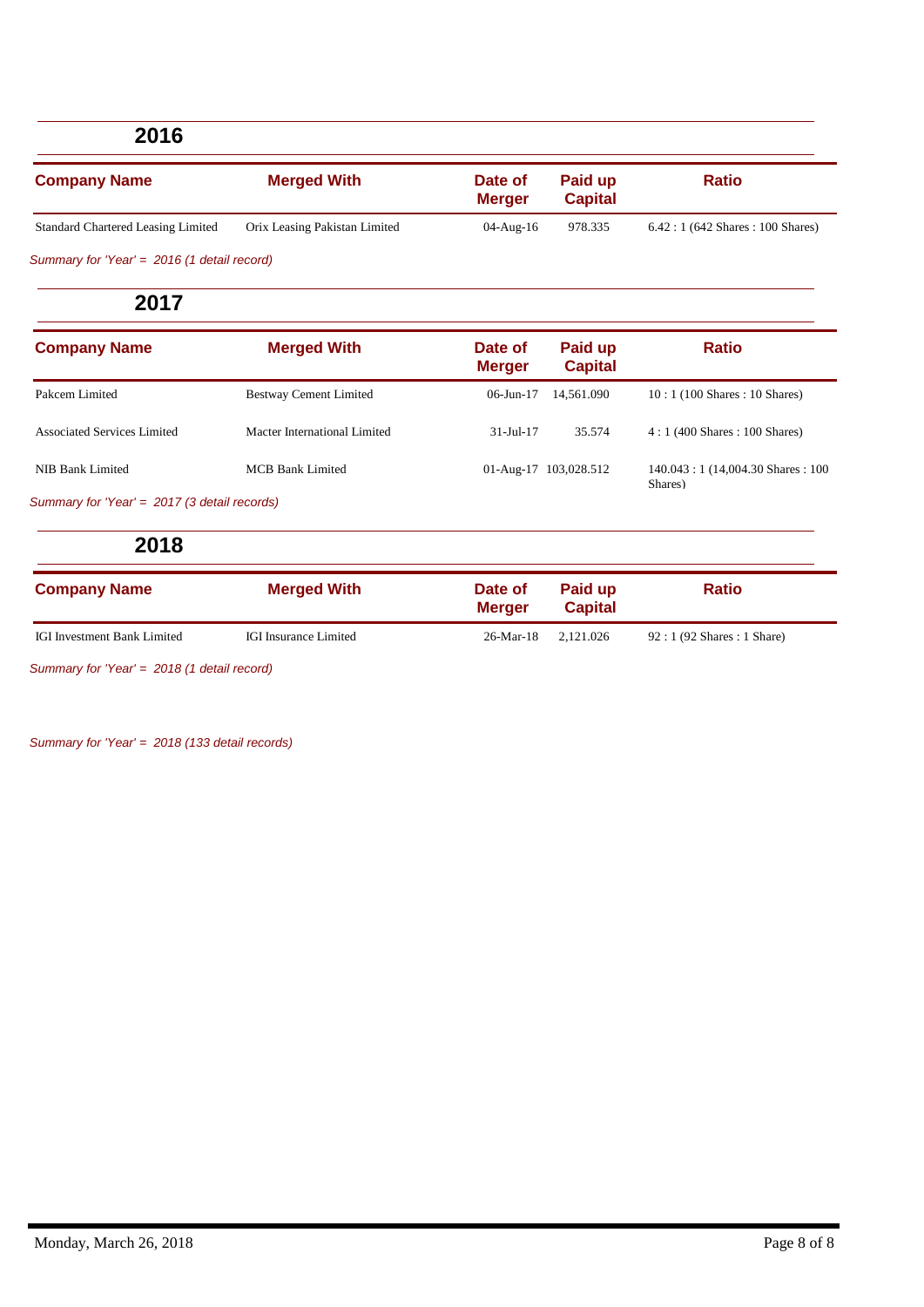## 2016

| Company Name | Merged With | Date of Merger | Paid up Capital | Ratio |
|---|---|---|---|---|
| Standard Chartered Leasing Limited | Orix Leasing Pakistan Limited | 04-Aug-16 | 978.335 | 6.42 : 1 (642 Shares : 100 Shares) |

*Summary for 'Year' = 2016 (1 detail record)*

## 2017

| Company Name | Merged With | Date of Merger | Paid up Capital | Ratio |
|---|---|---|---|---|
| Pakcem Limited | Bestway Cement Limited | 06-Jun-17 | 14,561.090 | 10 : 1 (100 Shares : 10 Shares) |
| Associated Services Limited | Macter International Limited | 31-Jul-17 | 35.574 | 4 : 1 (400 Shares : 100 Shares) |
| NIB Bank Limited | MCB Bank Limited | 01-Aug-17 | 103,028.512 | 140.043 : 1 (14,004.30 Shares : 100 Shares) |

*Summary for 'Year' = 2017 (3 detail records)*

## 2018

| Company Name | Merged With | Date of Merger | Paid up Capital | Ratio |
|---|---|---|---|---|
| IGI Investment Bank Limited | IGI Insurance Limited | 26-Mar-18 | 2,121.026 | 92 : 1 (92 Shares : 1 Share) |

*Summary for 'Year' = 2018 (1 detail record)*

*Summary for 'Year' = 2018 (133 detail records)*

Monday, March 26, 2018